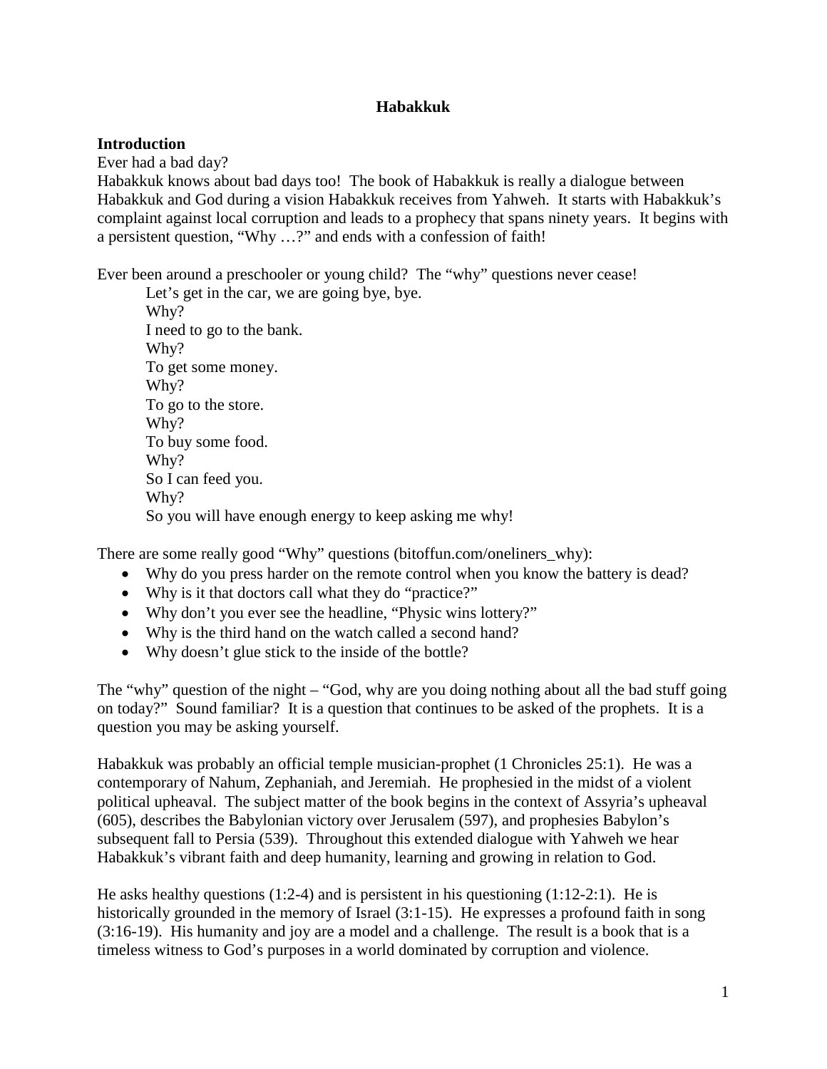# Habakkuk

## Introduction

Ever had a bad day?

Habakkuk knows about bad days too! The book of Habakkuk is really a dialogue between Habakkuk and God during a vision Habakkuk receives from Yahweh. It starts with Habakkuk's complaint against local corruption and leads to a prophecy that spans ninety years. It begins with a persistent question, "Why …?" and ends with a confession of faith!

Ever been around a preschooler or young child? The "why" questions never cease!

> Let's get in the car, we are going bye, bye.
> Why?
> I need to go to the bank.
> Why?
> To get some money.
> Why?
> To go to the store.
> Why?
> To buy some food.
> Why?
> So I can feed you.
> Why?
> So you will have enough energy to keep asking me why!

There are some really good "Why" questions (bitoffun.com/oneliners_why):

- Why do you press harder on the remote control when you know the battery is dead?
- Why is it that doctors call what they do "practice?"
- Why don't you ever see the headline, "Physic wins lottery?"
- Why is the third hand on the watch called a second hand?
- Why doesn't glue stick to the inside of the bottle?

The "why" question of the night – "God, why are you doing nothing about all the bad stuff going on today?" Sound familiar? It is a question that continues to be asked of the prophets. It is a question you may be asking yourself.

Habakkuk was probably an official temple musician-prophet (1 Chronicles 25:1). He was a contemporary of Nahum, Zephaniah, and Jeremiah. He prophesied in the midst of a violent political upheaval. The subject matter of the book begins in the context of Assyria's upheaval (605), describes the Babylonian victory over Jerusalem (597), and prophesies Babylon's subsequent fall to Persia (539). Throughout this extended dialogue with Yahweh we hear Habakkuk's vibrant faith and deep humanity, learning and growing in relation to God.

He asks healthy questions (1:2-4) and is persistent in his questioning (1:12-2:1). He is historically grounded in the memory of Israel (3:1-15). He expresses a profound faith in song (3:16-19). His humanity and joy are a model and a challenge. The result is a book that is a timeless witness to God's purposes in a world dominated by corruption and violence.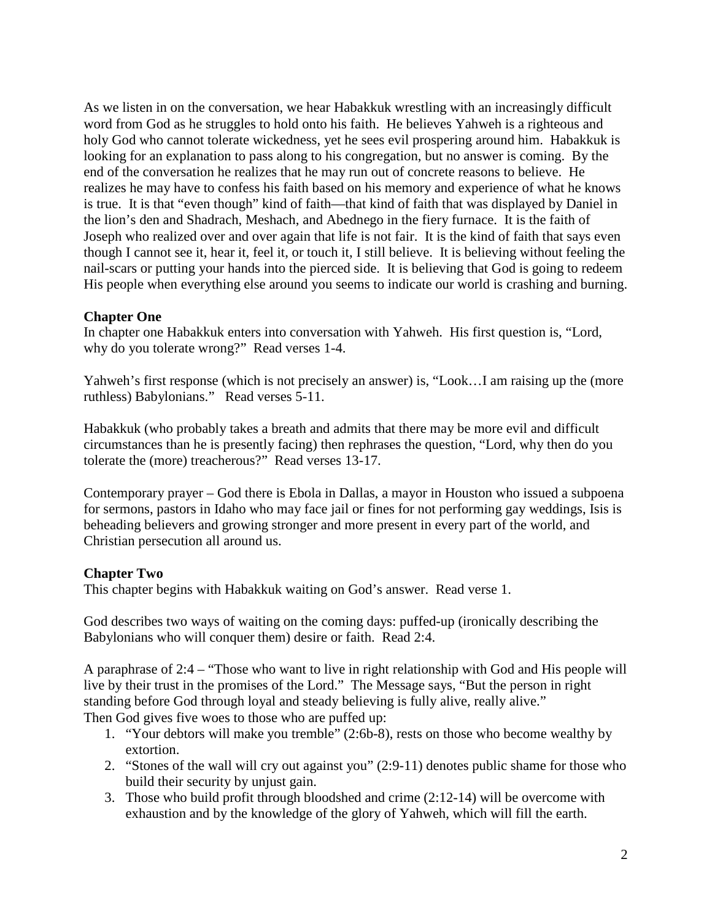As we listen in on the conversation, we hear Habakkuk wrestling with an increasingly difficult word from God as he struggles to hold onto his faith. He believes Yahweh is a righteous and holy God who cannot tolerate wickedness, yet he sees evil prospering around him. Habakkuk is looking for an explanation to pass along to his congregation, but no answer is coming. By the end of the conversation he realizes that he may run out of concrete reasons to believe. He realizes he may have to confess his faith based on his memory and experience of what he knows is true. It is that "even though" kind of faith—that kind of faith that was displayed by Daniel in the lion's den and Shadrach, Meshach, and Abednego in the fiery furnace. It is the faith of Joseph who realized over and over again that life is not fair. It is the kind of faith that says even though I cannot see it, hear it, feel it, or touch it, I still believe. It is believing without feeling the nail-scars or putting your hands into the pierced side. It is believing that God is going to redeem His people when everything else around you seems to indicate our world is crashing and burning.

**Chapter One**

In chapter one Habakkuk enters into conversation with Yahweh. His first question is, "Lord, why do you tolerate wrong?" Read verses 1-4.

Yahweh's first response (which is not precisely an answer) is, "Look…I am raising up the (more ruthless) Babylonians." Read verses 5-11.

Habakkuk (who probably takes a breath and admits that there may be more evil and difficult circumstances than he is presently facing) then rephrases the question, "Lord, why then do you tolerate the (more) treacherous?" Read verses 13-17.

Contemporary prayer – God there is Ebola in Dallas, a mayor in Houston who issued a subpoena for sermons, pastors in Idaho who may face jail or fines for not performing gay weddings, Isis is beheading believers and growing stronger and more present in every part of the world, and Christian persecution all around us.

**Chapter Two**

This chapter begins with Habakkuk waiting on God's answer. Read verse 1.

God describes two ways of waiting on the coming days: puffed-up (ironically describing the Babylonians who will conquer them) desire or faith. Read 2:4.

A paraphrase of 2:4 – "Those who want to live in right relationship with God and His people will live by their trust in the promises of the Lord." The Message says, "But the person in right standing before God through loyal and steady believing is fully alive, really alive."
Then God gives five woes to those who are puffed up:

1. "Your debtors will make you tremble" (2:6b-8), rests on those who become wealthy by extortion.
2. "Stones of the wall will cry out against you" (2:9-11) denotes public shame for those who build their security by unjust gain.
3. Those who build profit through bloodshed and crime (2:12-14) will be overcome with exhaustion and by the knowledge of the glory of Yahweh, which will fill the earth.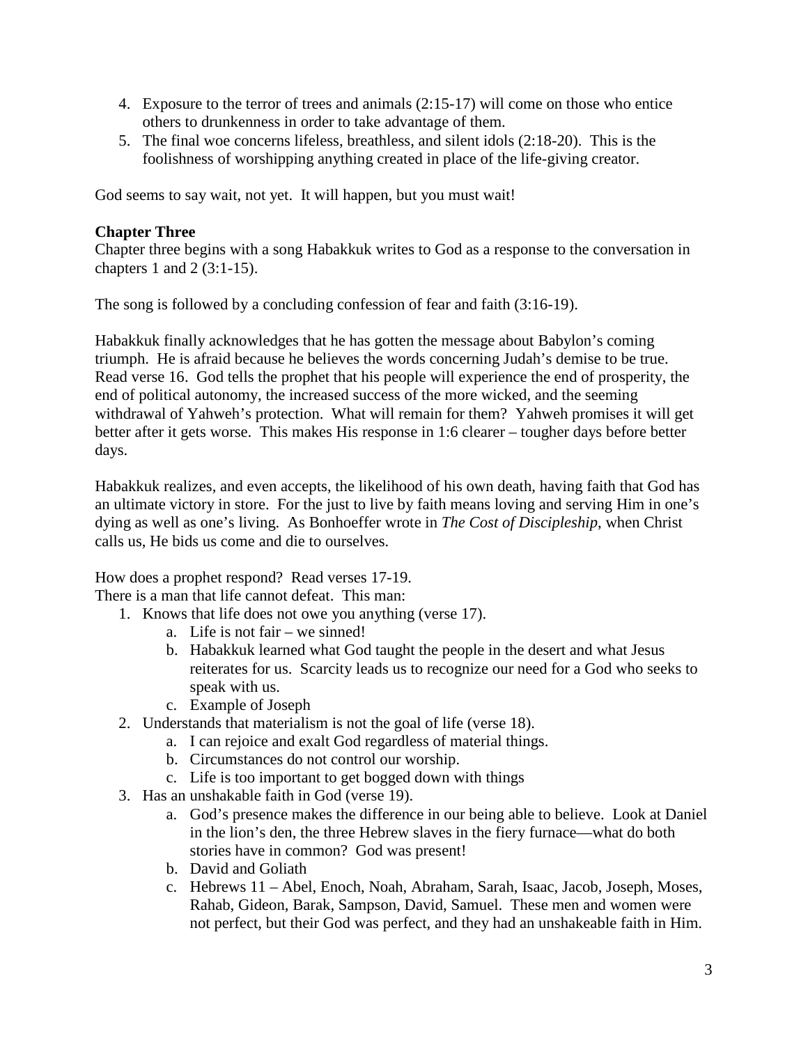4. Exposure to the terror of trees and animals (2:15-17) will come on those who entice others to drunkenness in order to take advantage of them.
5. The final woe concerns lifeless, breathless, and silent idols (2:18-20). This is the foolishness of worshipping anything created in place of the life-giving creator.

God seems to say wait, not yet. It will happen, but you must wait!

**Chapter Three**

Chapter three begins with a song Habakkuk writes to God as a response to the conversation in chapters 1 and 2 (3:1-15).

The song is followed by a concluding confession of fear and faith (3:16-19).

Habakkuk finally acknowledges that he has gotten the message about Babylon's coming triumph. He is afraid because he believes the words concerning Judah's demise to be true. Read verse 16. God tells the prophet that his people will experience the end of prosperity, the end of political autonomy, the increased success of the more wicked, and the seeming withdrawal of Yahweh's protection. What will remain for them? Yahweh promises it will get better after it gets worse. This makes His response in 1:6 clearer – tougher days before better days.

Habakkuk realizes, and even accepts, the likelihood of his own death, having faith that God has an ultimate victory in store. For the just to live by faith means loving and serving Him in one's dying as well as one's living. As Bonhoeffer wrote in *The Cost of Discipleship*, when Christ calls us, He bids us come and die to ourselves.

How does a prophet respond? Read verses 17-19.
There is a man that life cannot defeat. This man:

1. Knows that life does not owe you anything (verse 17).
   a. Life is not fair – we sinned!
   b. Habakkuk learned what God taught the people in the desert and what Jesus reiterates for us. Scarcity leads us to recognize our need for a God who seeks to speak with us.
   c. Example of Joseph
2. Understands that materialism is not the goal of life (verse 18).
   a. I can rejoice and exalt God regardless of material things.
   b. Circumstances do not control our worship.
   c. Life is too important to get bogged down with things
3. Has an unshakable faith in God (verse 19).
   a. God's presence makes the difference in our being able to believe. Look at Daniel in the lion's den, the three Hebrew slaves in the fiery furnace—what do both stories have in common? God was present!
   b. David and Goliath
   c. Hebrews 11 – Abel, Enoch, Noah, Abraham, Sarah, Isaac, Jacob, Joseph, Moses, Rahab, Gideon, Barak, Sampson, David, Samuel. These men and women were not perfect, but their God was perfect, and they had an unshakeable faith in Him.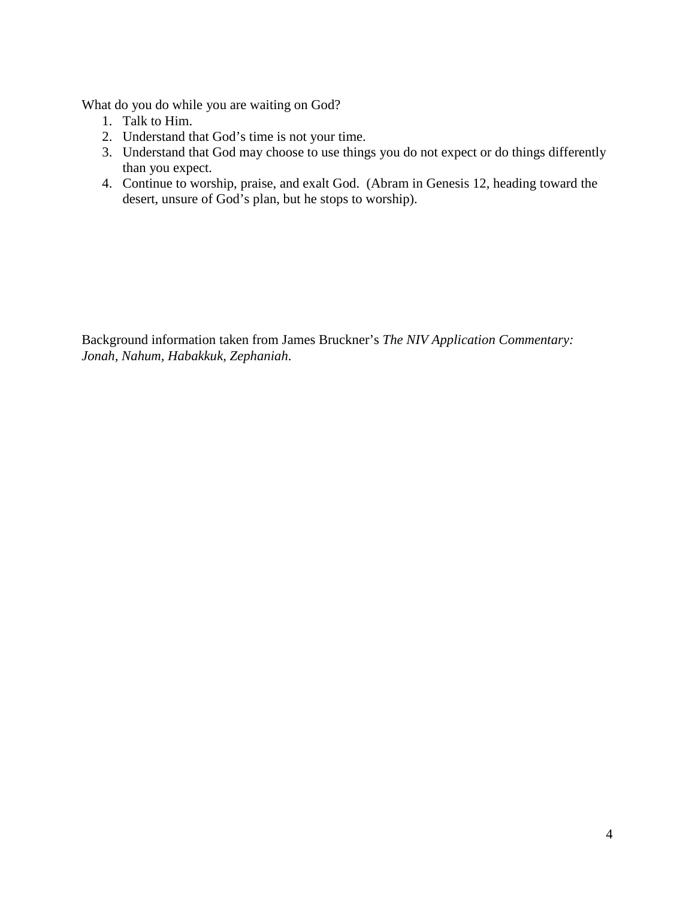What do you do while you are waiting on God?

1. Talk to Him.
2. Understand that God's time is not your time.
3. Understand that God may choose to use things you do not expect or do things differently than you expect.
4. Continue to worship, praise, and exalt God. (Abram in Genesis 12, heading toward the desert, unsure of God's plan, but he stops to worship).

Background information taken from James Bruckner's *The NIV Application Commentary: Jonah, Nahum, Habakkuk, Zephaniah*.